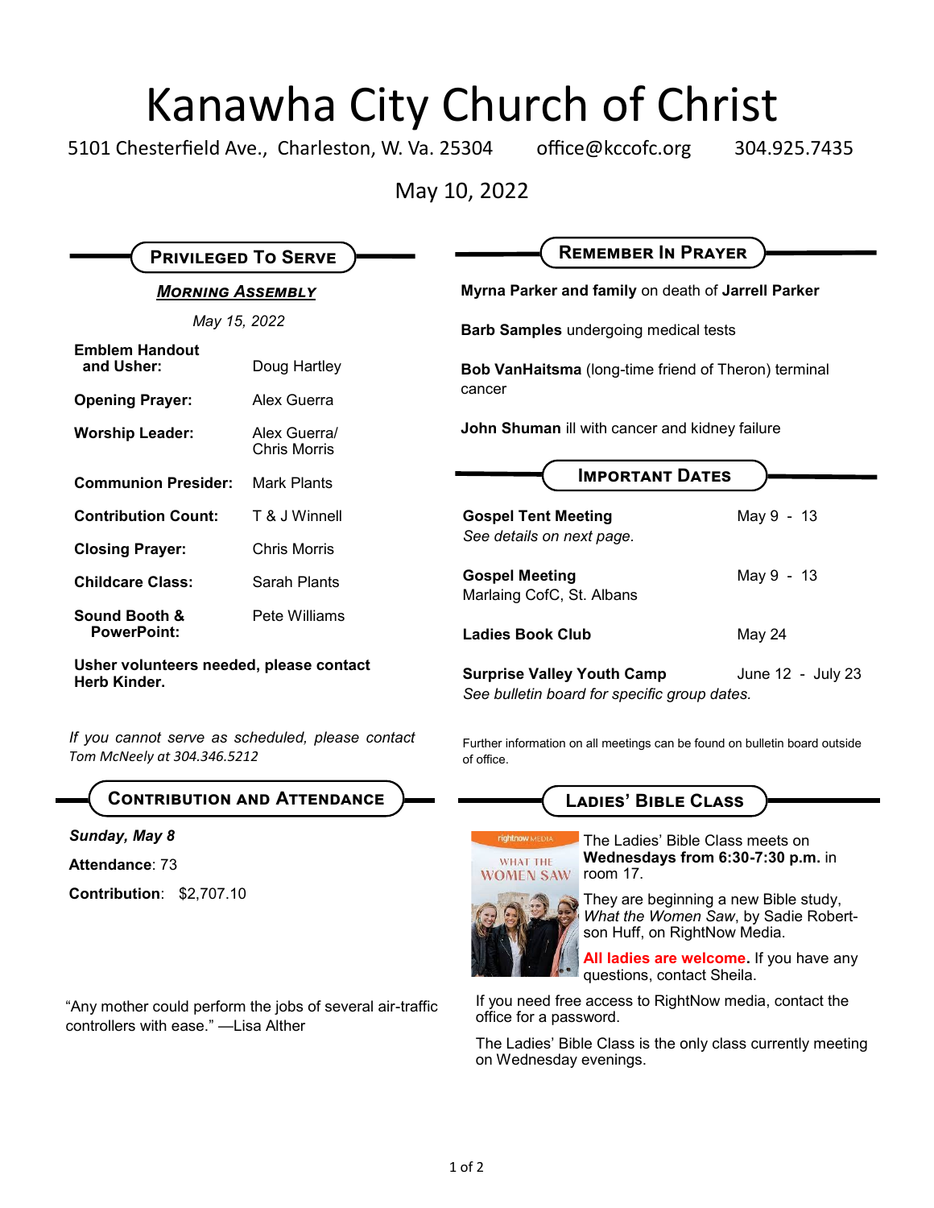# Kanawha City Church of Christ

5101 Chesterfield Ave., Charleston, W. Va. 25304    office@kccofc.org    304.925.7435

May 10, 2022

## Privileged To Serve

### *Morning Assembly*

*May 15, 2022*

| | |
|---|---|
| **Emblem Handout and Usher:** | Doug Hartley |
| **Opening Prayer:** | Alex Guerra |
| **Worship Leader:** | Alex Guerra/ Chris Morris |
| **Communion Presider:** | Mark Plants |
| **Contribution Count:** | T & J Winnell |
| **Closing Prayer:** | Chris Morris |
| **Childcare Class:** | Sarah Plants |
| **Sound Booth & PowerPoint:** | Pete Williams |

**Usher volunteers needed, please contact Herb Kinder.**

*If you cannot serve as scheduled, please contact Tom McNeely at 304.346.5212*

## Contribution and Attendance

***Sunday, May 8***

**Attendance**: 73

**Contribution**: $2,707.10

"Any mother could perform the jobs of several air-traffic controllers with ease." —Lisa Alther

## Remember In Prayer

**Myrna Parker and family** on death of **Jarrell Parker**

**Barb Samples** undergoing medical tests

**Bob VanHaitsma** (long-time friend of Theron) terminal cancer

**John Shuman** ill with cancer and kidney failure

## Important Dates

| | |
|---|---|
| **Gospel Tent Meeting** *See details on next page.* | May 9 - 13 |
| **Gospel Meeting** Marlaing CofC, St. Albans | May 9 - 13 |
| **Ladies Book Club** | May 24 |
| **Surprise Valley Youth Camp** *See bulletin board for specific group dates.* | June 12 - July 23 |

Further information on all meetings can be found on bulletin board outside of office.

## Ladies' Bible Class

The Ladies' Bible Class meets on **Wednesdays from 6:30-7:30 p.m.** in room 17.

They are beginning a new Bible study, *What the Women Saw*, by Sadie Robertson Huff, on RightNow Media.

**All ladies are welcome.** If you have any questions, contact Sheila.

If you need free access to RightNow media, contact the office for a password.

The Ladies' Bible Class is the only class currently meeting on Wednesday evenings.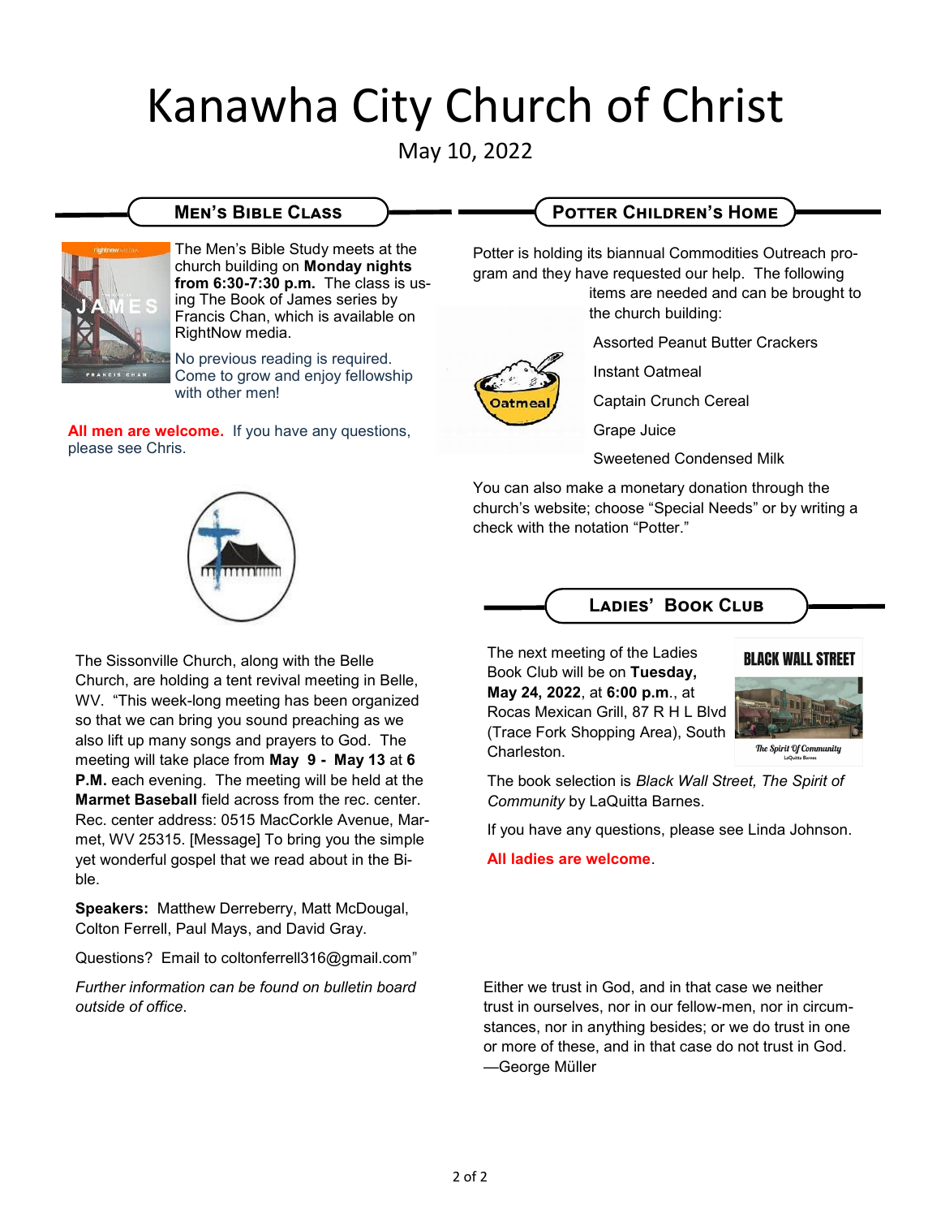# Kanawha City Church of Christ

May 10, 2022

## Men's Bible Class

The Men's Bible Study meets at the church building on **Monday nights from 6:30-7:30 p.m.** The class is using The Book of James series by Francis Chan, which is available on RightNow media.

No previous reading is required. Come to grow and enjoy fellowship with other men!

**All men are welcome.** If you have any questions, please see Chris.

The Sissonville Church, along with the Belle Church, are holding a tent revival meeting in Belle, WV. "This week-long meeting has been organized so that we can bring you sound preaching as we also lift up many songs and prayers to God. The meeting will take place from **May 9 - May 13** at **6 P.M.** each evening. The meeting will be held at the **Marmet Baseball** field across from the rec. center. Rec. center address: 0515 MacCorkle Avenue, Marmet, WV 25315. [Message] To bring you the simple yet wonderful gospel that we read about in the Bible.

**Speakers:** Matthew Derreberry, Matt McDougal, Colton Ferrell, Paul Mays, and David Gray.

Questions? Email to coltonferrell316@gmail.com"

*Further information can be found on bulletin board outside of office.*

## Potter Children's Home

Potter is holding its biannual Commodities Outreach program and they have requested our help. The following items are needed and can be brought to the church building:

- Assorted Peanut Butter Crackers
- Instant Oatmeal
- Captain Crunch Cereal
- Grape Juice
- Sweetened Condensed Milk

You can also make a monetary donation through the church's website; choose "Special Needs" or by writing a check with the notation "Potter."

## Ladies' Book Club

The next meeting of the Ladies Book Club will be on **Tuesday, May 24, 2022**, at **6:00 p.m.**, at Rocas Mexican Grill, 87 R H L Blvd (Trace Fork Shopping Area), South Charleston.

The book selection is *Black Wall Street, The Spirit of Community* by LaQuitta Barnes.

If you have any questions, please see Linda Johnson.

**All ladies are welcome**.

Either we trust in God, and in that case we neither trust in ourselves, nor in our fellow-men, nor in circumstances, nor in anything besides; or we do trust in one or more of these, and in that case do not trust in God.
—George Müller